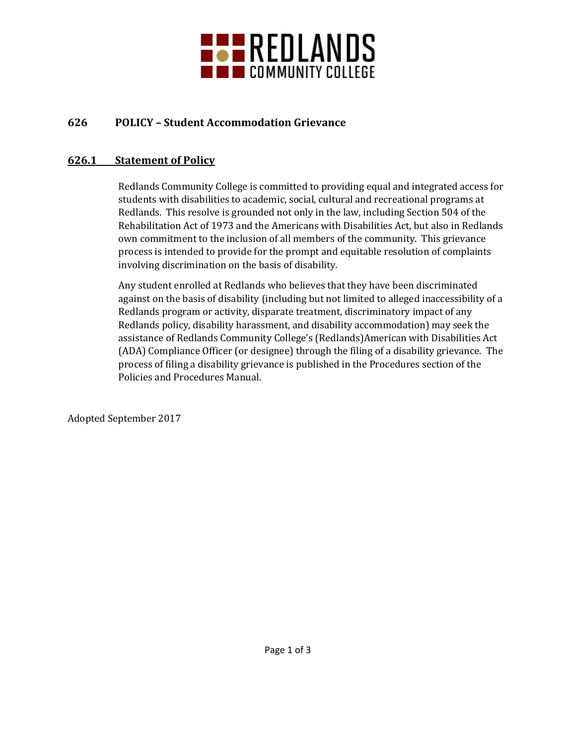# 626 POLICY – Student Accommodation Grievance

## 626.1 Statement of Policy

Redlands Community College is committed to providing equal and integrated access for students with disabilities to academic, social, cultural and recreational programs at Redlands. This resolve is grounded not only in the law, including Section 504 of the Rehabilitation Act of 1973 and the Americans with Disabilities Act, but also in Redlands own commitment to the inclusion of all members of the community. This grievance process is intended to provide for the prompt and equitable resolution of complaints involving discrimination on the basis of disability.

Any student enrolled at Redlands who believes that they have been discriminated against on the basis of disability (including but not limited to alleged inaccessibility of a Redlands program or activity, disparate treatment, discriminatory impact of any Redlands policy, disability harassment, and disability accommodation) may seek the assistance of Redlands Community College's (Redlands)American with Disabilities Act (ADA) Compliance Officer (or designee) through the filing of a disability grievance. The process of filing a disability grievance is published in the Procedures section of the Policies and Procedures Manual.

Adopted September 2017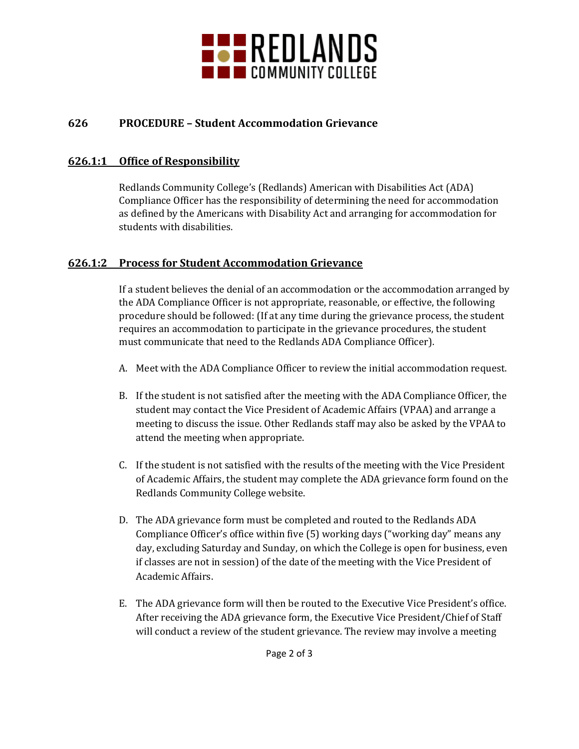# 626 PROCEDURE – Student Accommodation Grievance

## 626.1:1 Office of Responsibility

Redlands Community College's (Redlands) American with Disabilities Act (ADA) Compliance Officer has the responsibility of determining the need for accommodation as defined by the Americans with Disability Act and arranging for accommodation for students with disabilities.

## 626.1:2 Process for Student Accommodation Grievance

If a student believes the denial of an accommodation or the accommodation arranged by the ADA Compliance Officer is not appropriate, reasonable, or effective, the following procedure should be followed: (If at any time during the grievance process, the student requires an accommodation to participate in the grievance procedures, the student must communicate that need to the Redlands ADA Compliance Officer).

A. Meet with the ADA Compliance Officer to review the initial accommodation request.

B. If the student is not satisfied after the meeting with the ADA Compliance Officer, the student may contact the Vice President of Academic Affairs (VPAA) and arrange a meeting to discuss the issue. Other Redlands staff may also be asked by the VPAA to attend the meeting when appropriate.

C. If the student is not satisfied with the results of the meeting with the Vice President of Academic Affairs, the student may complete the ADA grievance form found on the Redlands Community College website.

D. The ADA grievance form must be completed and routed to the Redlands ADA Compliance Officer's office within five (5) working days ("working day" means any day, excluding Saturday and Sunday, on which the College is open for business, even if classes are not in session) of the date of the meeting with the Vice President of Academic Affairs.

E. The ADA grievance form will then be routed to the Executive Vice President's office. After receiving the ADA grievance form, the Executive Vice President/Chief of Staff will conduct a review of the student grievance. The review may involve a meeting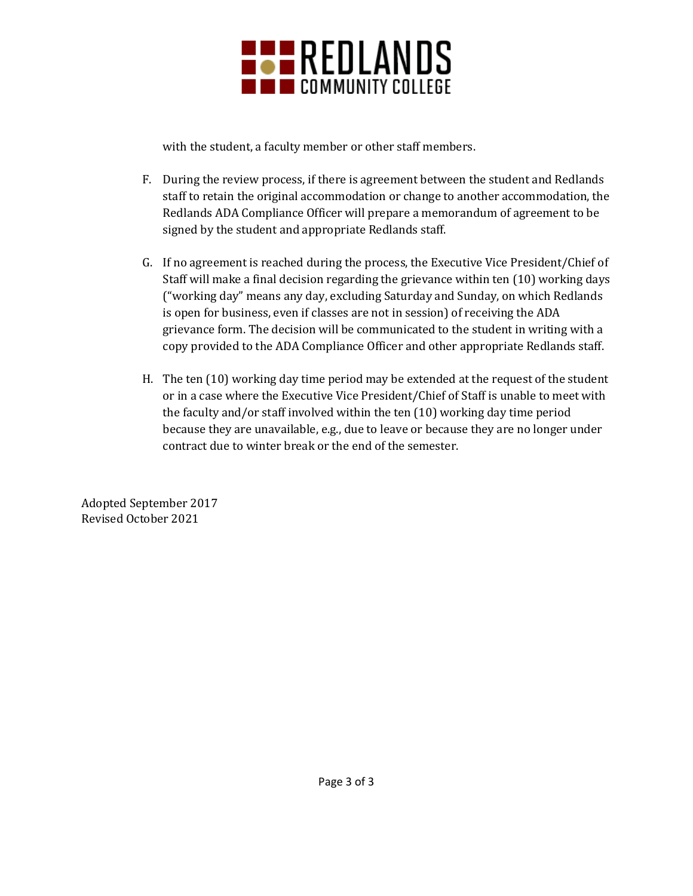with the student, a faculty member or other staff members.

F. During the review process, if there is agreement between the student and Redlands staff to retain the original accommodation or change to another accommodation, the Redlands ADA Compliance Officer will prepare a memorandum of agreement to be signed by the student and appropriate Redlands staff.

G. If no agreement is reached during the process, the Executive Vice President/Chief of Staff will make a final decision regarding the grievance within ten (10) working days ("working day" means any day, excluding Saturday and Sunday, on which Redlands is open for business, even if classes are not in session) of receiving the ADA grievance form. The decision will be communicated to the student in writing with a copy provided to the ADA Compliance Officer and other appropriate Redlands staff.

H. The ten (10) working day time period may be extended at the request of the student or in a case where the Executive Vice President/Chief of Staff is unable to meet with the faculty and/or staff involved within the ten (10) working day time period because they are unavailable, e.g., due to leave or because they are no longer under contract due to winter break or the end of the semester.

Adopted September 2017
Revised October 2021